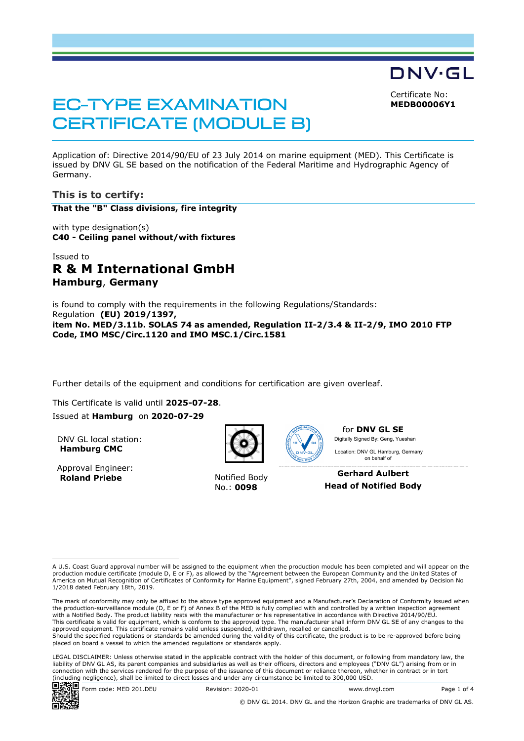DNV·GL

# EC-TYPE EXAMINATION CERTIFICATE (MODULE B)

Certificate No:
**MEDB00006Y1**

Application of: Directive 2014/90/EU of 23 July 2014 on marine equipment (MED). This Certificate is issued by DNV GL SE based on the notification of the Federal Maritime and Hydrographic Agency of Germany.

## This is to certify:

**That the "B" Class divisions, fire integrity**

with type designation(s)
**C40 - Ceiling panel without/with fixtures**

Issued to
## R & M International GmbH
**Hamburg, Germany**

is found to comply with the requirements in the following Regulations/Standards:
Regulation **(EU) 2019/1397,**
**item No. MED/3.11b. SOLAS 74 as amended, Regulation II-2/3.4 & II-2/9, IMO 2010 FTP Code, IMO MSC/Circ.1120 and IMO MSC.1/Circ.1581**

Further details of the equipment and conditions for certification are given overleaf.

This Certificate is valid until **2025-07-28**.
Issued at **Hamburg** on **2020-07-29**

DNV GL local station:
**Hamburg CMC**

Approval Engineer:
**Roland Priebe**

Notified Body
No.: **0098**

for **DNV GL SE**
Digitally Signed By: Geng, Yueshan
Location: DNV GL Hamburg, Germany
on behalf of

**Gerhard Aulbert**
**Head of Notified Body**

---

A U.S. Coast Guard approval number will be assigned to the equipment when the production module has been completed and will appear on the production module certificate (module D, E or F), as allowed by the "Agreement between the European Community and the United States of America on Mutual Recognition of Certificates of Conformity for Marine Equipment", signed February 27th, 2004, and amended by Decision No 1/2018 dated February 18th, 2019.

The mark of conformity may only be affixed to the above type approved equipment and a Manufacturer's Declaration of Conformity issued when the production-surveillance module (D, E or F) of Annex B of the MED is fully complied with and controlled by a written inspection agreement with a Notified Body. The product liability rests with the manufacturer or his representative in accordance with Directive 2014/90/EU.
This certificate is valid for equipment, which is conform to the approved type. The manufacturer shall inform DNV GL SE of any changes to the approved equipment. This certificate remains valid unless suspended, withdrawn, recalled or cancelled.
Should the specified regulations or standards be amended during the validity of this certificate, the product is to be re-approved before being placed on board a vessel to which the amended regulations or standards apply.

LEGAL DISCLAIMER: Unless otherwise stated in the applicable contract with the holder of this document, or following from mandatory law, the liability of DNV GL AS, its parent companies and subsidiaries as well as their officers, directors and employees ("DNV GL") arising from or in connection with the services rendered for the purpose of the issuance of this document or reliance thereon, whether in contract or in tort (including negligence), shall be limited to direct losses and under any circumstance be limited to 300,000 USD.

Form code: MED 201.DEU | Revision: 2020-01 | www.dnvgl.com

© DNV GL 2014. DNV GL and the Horizon Graphic are trademarks of DNV GL AS.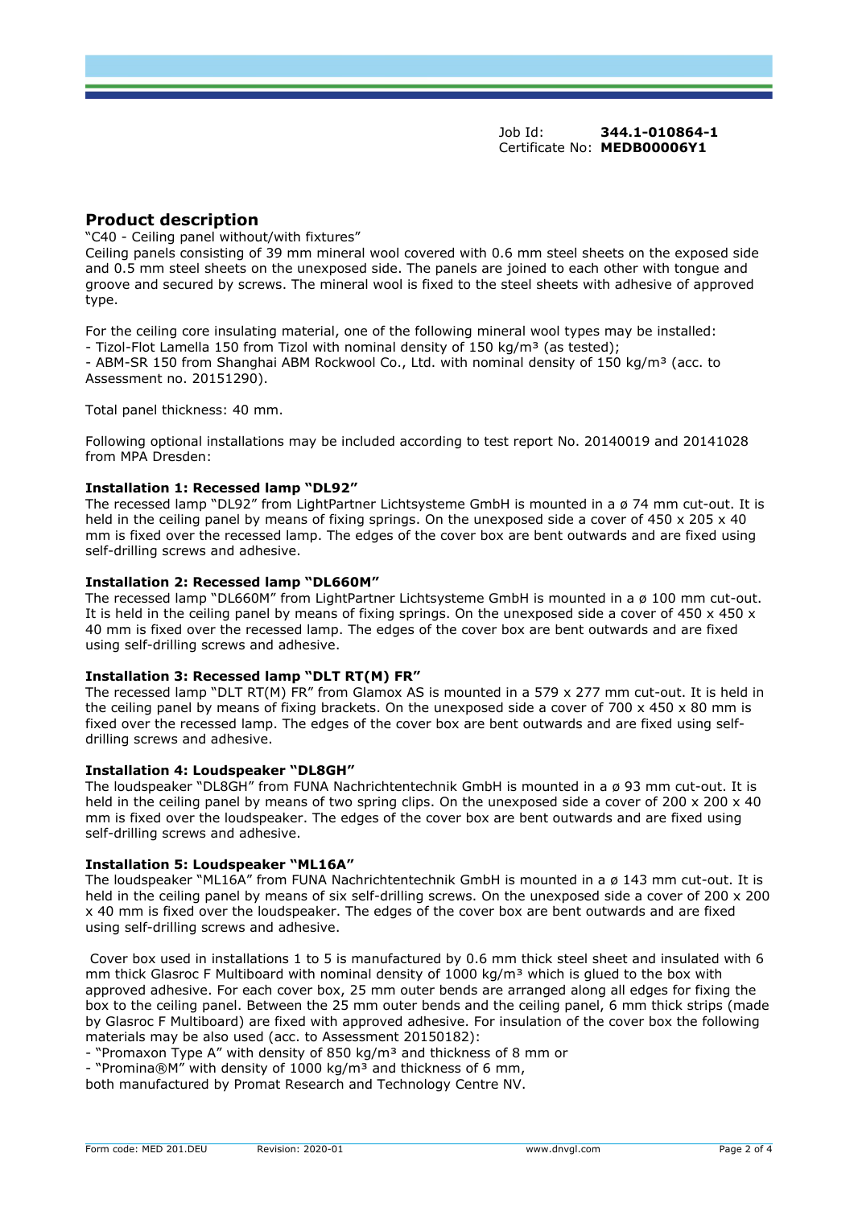Job Id: **344.1-010864-1**
Certificate No: **MEDB00006Y1**

## Product description

"C40 - Ceiling panel without/with fixtures"

Ceiling panels consisting of 39 mm mineral wool covered with 0.6 mm steel sheets on the exposed side and 0.5 mm steel sheets on the unexposed side. The panels are joined to each other with tongue and groove and secured by screws. The mineral wool is fixed to the steel sheets with adhesive of approved type.

For the ceiling core insulating material, one of the following mineral wool types may be installed:

- Tizol-Flot Lamella 150 from Tizol with nominal density of 150 kg/m³ (as tested);
- ABM-SR 150 from Shanghai ABM Rockwool Co., Ltd. with nominal density of 150 kg/m³ (acc. to Assessment no. 20151290).

Total panel thickness: 40 mm.

Following optional installations may be included according to test report No. 20140019 and 20141028 from MPA Dresden:

**Installation 1: Recessed lamp "DL92"**

The recessed lamp "DL92" from LightPartner Lichtsysteme GmbH is mounted in a ø 74 mm cut-out. It is held in the ceiling panel by means of fixing springs. On the unexposed side a cover of 450 x 205 x 40 mm is fixed over the recessed lamp. The edges of the cover box are bent outwards and are fixed using self-drilling screws and adhesive.

**Installation 2: Recessed lamp "DL660M"**

The recessed lamp "DL660M" from LightPartner Lichtsysteme GmbH is mounted in a ø 100 mm cut-out. It is held in the ceiling panel by means of fixing springs. On the unexposed side a cover of 450 x 450 x 40 mm is fixed over the recessed lamp. The edges of the cover box are bent outwards and are fixed using self-drilling screws and adhesive.

**Installation 3: Recessed lamp "DLT RT(M) FR"**

The recessed lamp "DLT RT(M) FR" from Glamox AS is mounted in a 579 x 277 mm cut-out. It is held in the ceiling panel by means of fixing brackets. On the unexposed side a cover of 700 x 450 x 80 mm is fixed over the recessed lamp. The edges of the cover box are bent outwards and are fixed using self-drilling screws and adhesive.

**Installation 4: Loudspeaker "DL8GH"**

The loudspeaker "DL8GH" from FUNA Nachrichtentechnik GmbH is mounted in a ø 93 mm cut-out. It is held in the ceiling panel by means of two spring clips. On the unexposed side a cover of 200 x 200 x 40 mm is fixed over the loudspeaker. The edges of the cover box are bent outwards and are fixed using self-drilling screws and adhesive.

**Installation 5: Loudspeaker "ML16A"**

The loudspeaker "ML16A" from FUNA Nachrichtentechnik GmbH is mounted in a ø 143 mm cut-out. It is held in the ceiling panel by means of six self-drilling screws. On the unexposed side a cover of 200 x 200 x 40 mm is fixed over the loudspeaker. The edges of the cover box are bent outwards and are fixed using self-drilling screws and adhesive.

Cover box used in installations 1 to 5 is manufactured by 0.6 mm thick steel sheet and insulated with 6 mm thick Glasroc F Multiboard with nominal density of 1000 kg/m³ which is glued to the box with approved adhesive. For each cover box, 25 mm outer bends are arranged along all edges for fixing the box to the ceiling panel. Between the 25 mm outer bends and the ceiling panel, 6 mm thick strips (made by Glasroc F Multiboard) are fixed with approved adhesive. For insulation of the cover box the following materials may be also used (acc. to Assessment 20150182):

- "Promaxon Type A" with density of 850 kg/m³ and thickness of 8 mm or
- "Promina®M" with density of 1000 kg/m³ and thickness of 6 mm,

both manufactured by Promat Research and Technology Centre NV.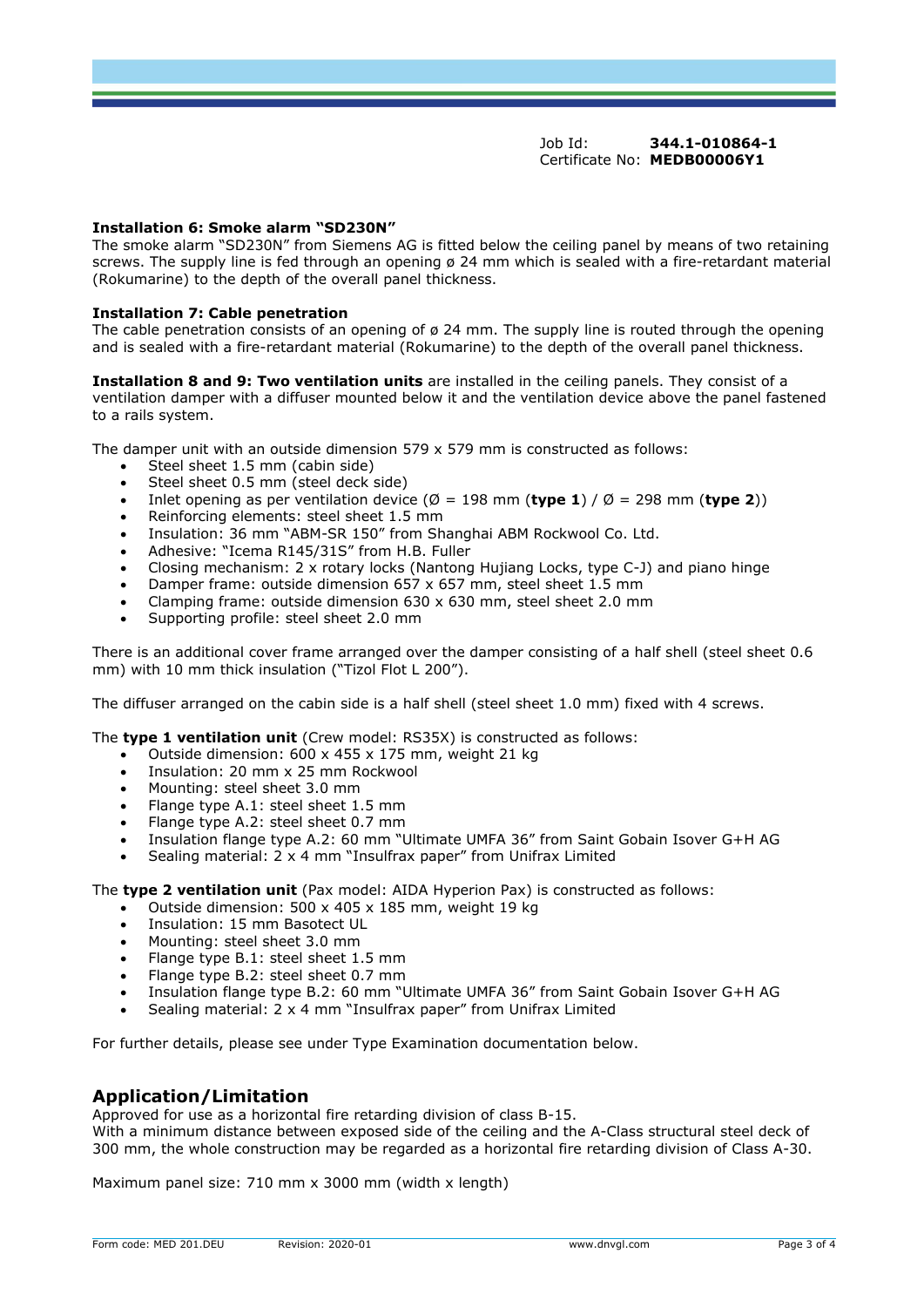Job Id: **344.1-010864-1**
Certificate No: **MEDB00006Y1**

**Installation 6: Smoke alarm "SD230N"**
The smoke alarm "SD230N" from Siemens AG is fitted below the ceiling panel by means of two retaining screws. The supply line is fed through an opening ø 24 mm which is sealed with a fire-retardant material (Rokumarine) to the depth of the overall panel thickness.

**Installation 7: Cable penetration**
The cable penetration consists of an opening of ø 24 mm. The supply line is routed through the opening and is sealed with a fire-retardant material (Rokumarine) to the depth of the overall panel thickness.

**Installation 8 and 9: Two ventilation units** are installed in the ceiling panels. They consist of a ventilation damper with a diffuser mounted below it and the ventilation device above the panel fastened to a rails system.

The damper unit with an outside dimension 579 x 579 mm is constructed as follows:

- Steel sheet 1.5 mm (cabin side)
- Steel sheet 0.5 mm (steel deck side)
- Inlet opening as per ventilation device (Ø = 198 mm (**type 1**) / Ø = 298 mm (**type 2**))
- Reinforcing elements: steel sheet 1.5 mm
- Insulation: 36 mm "ABM-SR 150" from Shanghai ABM Rockwool Co. Ltd.
- Adhesive: "Icema R145/31S" from H.B. Fuller
- Closing mechanism: 2 x rotary locks (Nantong Hujiang Locks, type C-J) and piano hinge
- Damper frame: outside dimension 657 x 657 mm, steel sheet 1.5 mm
- Clamping frame: outside dimension 630 x 630 mm, steel sheet 2.0 mm
- Supporting profile: steel sheet 2.0 mm

There is an additional cover frame arranged over the damper consisting of a half shell (steel sheet 0.6 mm) with 10 mm thick insulation ("Tizol Flot L 200").

The diffuser arranged on the cabin side is a half shell (steel sheet 1.0 mm) fixed with 4 screws.

The **type 1 ventilation unit** (Crew model: RS35X) is constructed as follows:

- Outside dimension: 600 x 455 x 175 mm, weight 21 kg
- Insulation: 20 mm x 25 mm Rockwool
- Mounting: steel sheet 3.0 mm
- Flange type A.1: steel sheet 1.5 mm
- Flange type A.2: steel sheet 0.7 mm
- Insulation flange type A.2: 60 mm "Ultimate UMFA 36" from Saint Gobain Isover G+H AG
- Sealing material: 2 x 4 mm "Insulfrax paper" from Unifrax Limited

The **type 2 ventilation unit** (Pax model: AIDA Hyperion Pax) is constructed as follows:

- Outside dimension: 500 x 405 x 185 mm, weight 19 kg
- Insulation: 15 mm Basotect UL
- Mounting: steel sheet 3.0 mm
- Flange type B.1: steel sheet 1.5 mm
- Flange type B.2: steel sheet 0.7 mm
- Insulation flange type B.2: 60 mm "Ultimate UMFA 36" from Saint Gobain Isover G+H AG
- Sealing material: 2 x 4 mm "Insulfrax paper" from Unifrax Limited

For further details, please see under Type Examination documentation below.

## Application/Limitation

Approved for use as a horizontal fire retarding division of class B-15.
With a minimum distance between exposed side of the ceiling and the A-Class structural steel deck of 300 mm, the whole construction may be regarded as a horizontal fire retarding division of Class A-30.

Maximum panel size: 710 mm x 3000 mm (width x length)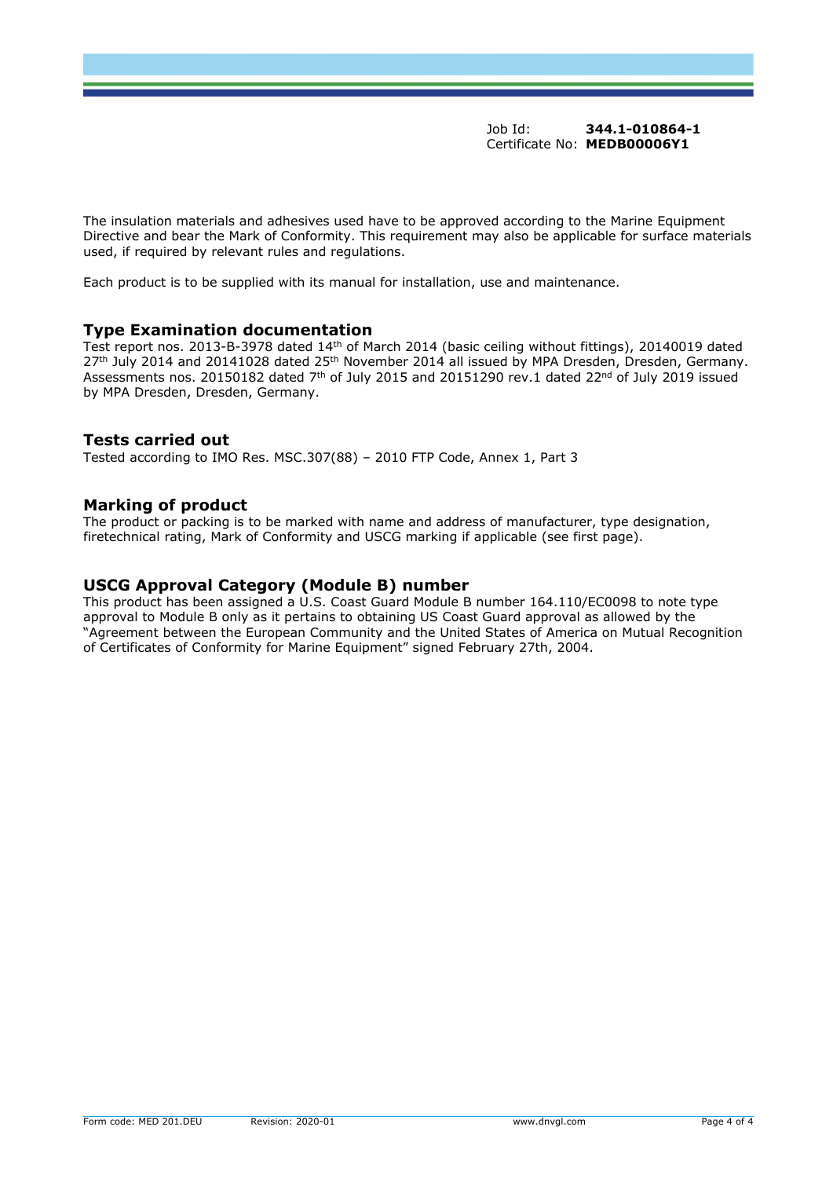Job Id: **344.1-010864-1**
Certificate No: **MEDB00006Y1**

The insulation materials and adhesives used have to be approved according to the Marine Equipment Directive and bear the Mark of Conformity. This requirement may also be applicable for surface materials used, if required by relevant rules and regulations.

Each product is to be supplied with its manual for installation, use and maintenance.

## Type Examination documentation

Test report nos. 2013-B-3978 dated 14th of March 2014 (basic ceiling without fittings), 20140019 dated 27th July 2014 and 20141028 dated 25th November 2014 all issued by MPA Dresden, Dresden, Germany. Assessments nos. 20150182 dated 7th of July 2015 and 20151290 rev.1 dated 22nd of July 2019 issued by MPA Dresden, Dresden, Germany.

## Tests carried out

Tested according to IMO Res. MSC.307(88) – 2010 FTP Code, Annex 1, Part 3

## Marking of product

The product or packing is to be marked with name and address of manufacturer, type designation, firetechnical rating, Mark of Conformity and USCG marking if applicable (see first page).

## USCG Approval Category (Module B) number

This product has been assigned a U.S. Coast Guard Module B number 164.110/EC0098 to note type approval to Module B only as it pertains to obtaining US Coast Guard approval as allowed by the "Agreement between the European Community and the United States of America on Mutual Recognition of Certificates of Conformity for Marine Equipment" signed February 27th, 2004.